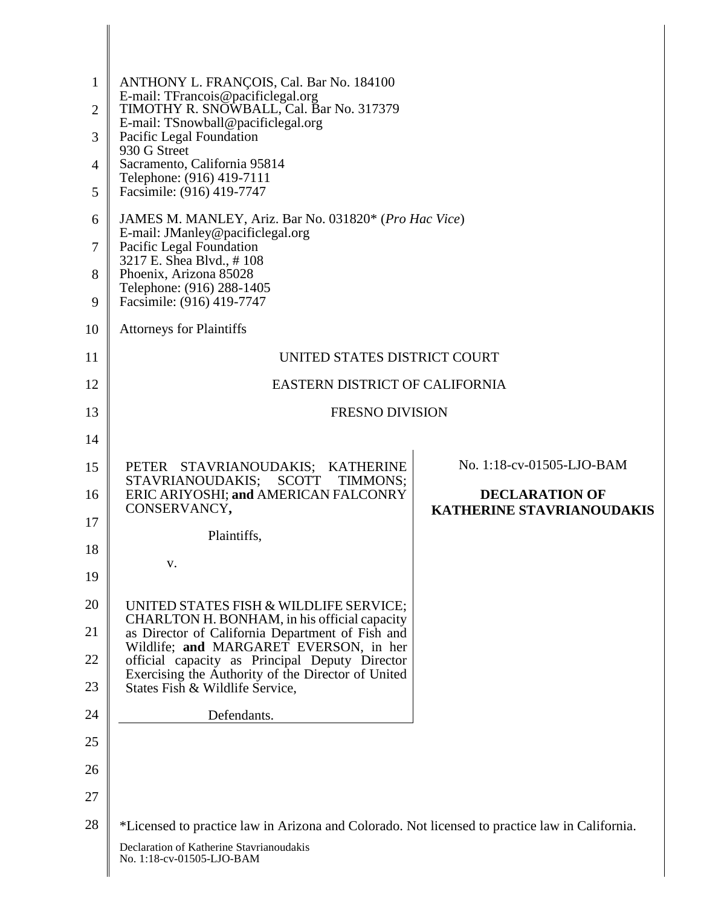ANTHONY L. FRANÇOIS, Cal. Bar No. 184100
E-mail: TFrancois@pacificlegal.org
TIMOTHY R. SNOWBALL, Cal. Bar No. 317379
E-mail: TSnowball@pacificlegal.org
Pacific Legal Foundation
930 G Street
Sacramento, California 95814
Telephone: (916) 419-7111
Facsimile: (916) 419-7747

JAMES M. MANLEY, Ariz. Bar No. 031820* (*Pro Hac Vice*)
E-mail: JManley@pacificlegal.org
Pacific Legal Foundation
3217 E. Shea Blvd., # 108
Phoenix, Arizona 85028
Telephone: (916) 288-1405
Facsimile: (916) 419-7747

Attorneys for Plaintiffs

UNITED STATES DISTRICT COURT

EASTERN DISTRICT OF CALIFORNIA

FRESNO DIVISION

| | |
|---|---|
| PETER STAVRIANOUDAKIS; KATHERINE STAVRIANOUDAKIS; SCOTT TIMMONS; ERIC ARIYOSHI; **and** AMERICAN FALCONRY CONSERVANCY**,**<br><br>Plaintiffs,<br><br>v.<br><br>UNITED STATES FISH & WILDLIFE SERVICE; CHARLTON H. BONHAM, in his official capacity as Director of California Department of Fish and Wildlife; **and** MARGARET EVERSON, in her official capacity as Principal Deputy Director Exercising the Authority of the Director of United States Fish & Wildlife Service,<br><br>Defendants. | No. 1:18-cv-01505-LJO-BAM<br><br>**DECLARATION OF KATHERINE STAVRIANOUDAKIS** |

*Licensed to practice law in Arizona and Colorado. Not licensed to practice law in California.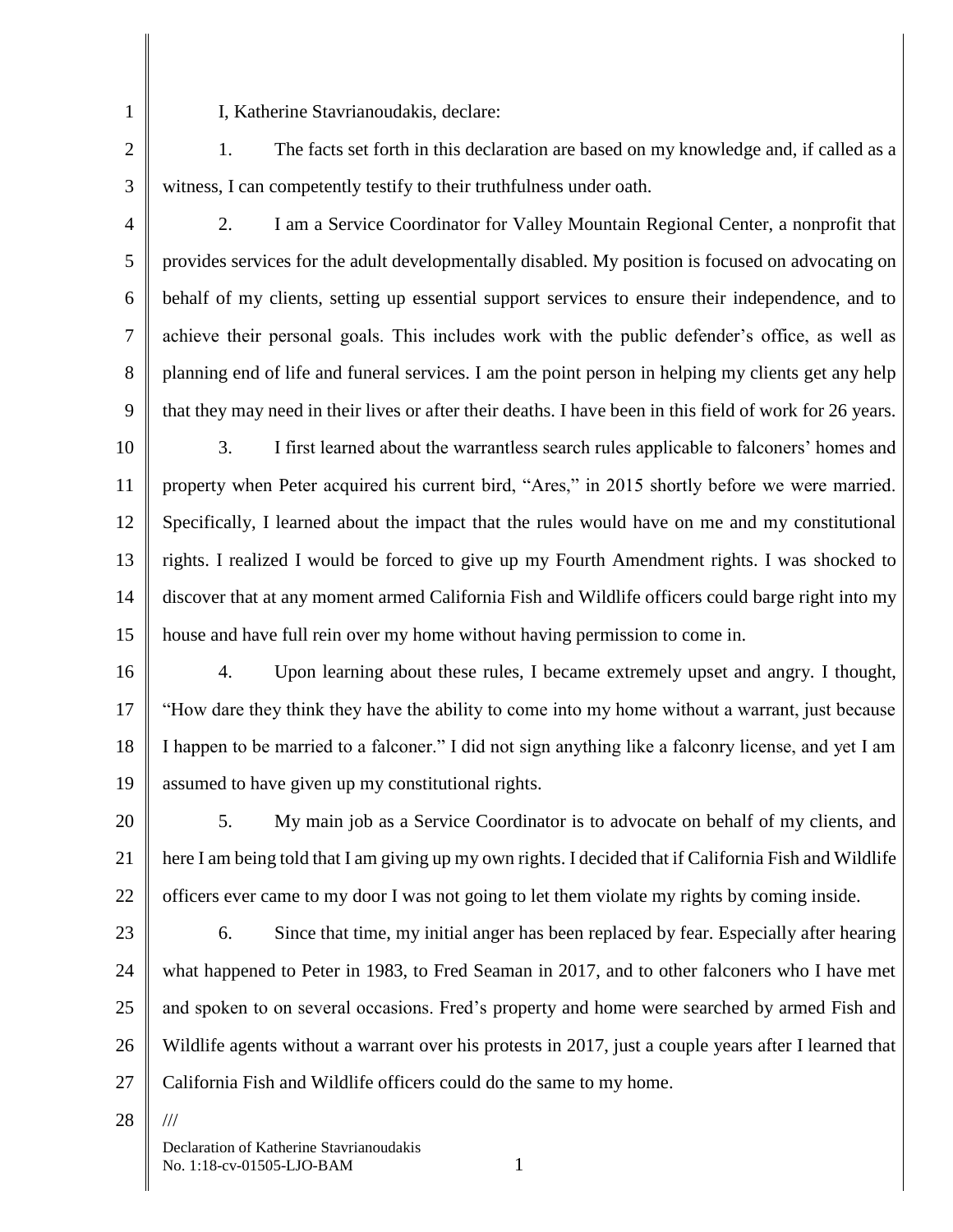I, Katherine Stavrianoudakis, declare:

1. The facts set forth in this declaration are based on my knowledge and, if called as a witness, I can competently testify to their truthfulness under oath.

2. I am a Service Coordinator for Valley Mountain Regional Center, a nonprofit that provides services for the adult developmentally disabled. My position is focused on advocating on behalf of my clients, setting up essential support services to ensure their independence, and to achieve their personal goals. This includes work with the public defender's office, as well as planning end of life and funeral services. I am the point person in helping my clients get any help that they may need in their lives or after their deaths. I have been in this field of work for 26 years.

3. I first learned about the warrantless search rules applicable to falconers' homes and property when Peter acquired his current bird, "Ares," in 2015 shortly before we were married. Specifically, I learned about the impact that the rules would have on me and my constitutional rights. I realized I would be forced to give up my Fourth Amendment rights. I was shocked to discover that at any moment armed California Fish and Wildlife officers could barge right into my house and have full rein over my home without having permission to come in.

4. Upon learning about these rules, I became extremely upset and angry. I thought, "How dare they think they have the ability to come into my home without a warrant, just because I happen to be married to a falconer." I did not sign anything like a falconry license, and yet I am assumed to have given up my constitutional rights.

5. My main job as a Service Coordinator is to advocate on behalf of my clients, and here I am being told that I am giving up my own rights. I decided that if California Fish and Wildlife officers ever came to my door I was not going to let them violate my rights by coming inside.

6. Since that time, my initial anger has been replaced by fear. Especially after hearing what happened to Peter in 1983, to Fred Seaman in 2017, and to other falconers who I have met and spoken to on several occasions. Fred's property and home were searched by armed Fish and Wildlife agents without a warrant over his protests in 2017, just a couple years after I learned that California Fish and Wildlife officers could do the same to my home.

///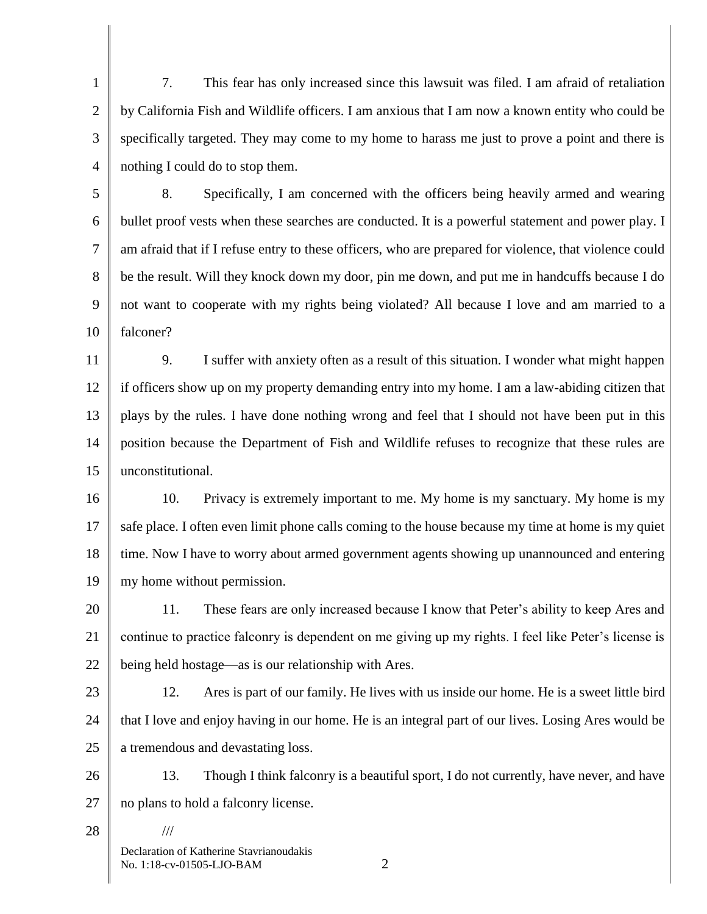7. This fear has only increased since this lawsuit was filed. I am afraid of retaliation by California Fish and Wildlife officers. I am anxious that I am now a known entity who could be specifically targeted. They may come to my home to harass me just to prove a point and there is nothing I could do to stop them.

8. Specifically, I am concerned with the officers being heavily armed and wearing bullet proof vests when these searches are conducted. It is a powerful statement and power play. I am afraid that if I refuse entry to these officers, who are prepared for violence, that violence could be the result. Will they knock down my door, pin me down, and put me in handcuffs because I do not want to cooperate with my rights being violated? All because I love and am married to a falconer?

9. I suffer with anxiety often as a result of this situation. I wonder what might happen if officers show up on my property demanding entry into my home. I am a law-abiding citizen that plays by the rules. I have done nothing wrong and feel that I should not have been put in this position because the Department of Fish and Wildlife refuses to recognize that these rules are unconstitutional.

10. Privacy is extremely important to me. My home is my sanctuary. My home is my safe place. I often even limit phone calls coming to the house because my time at home is my quiet time. Now I have to worry about armed government agents showing up unannounced and entering my home without permission.

11. These fears are only increased because I know that Peter's ability to keep Ares and continue to practice falconry is dependent on me giving up my rights. I feel like Peter's license is being held hostage—as is our relationship with Ares.

12. Ares is part of our family. He lives with us inside our home. He is a sweet little bird that I love and enjoy having in our home. He is an integral part of our lives. Losing Ares would be a tremendous and devastating loss.

13. Though I think falconry is a beautiful sport, I do not currently, have never, and have no plans to hold a falconry license.

///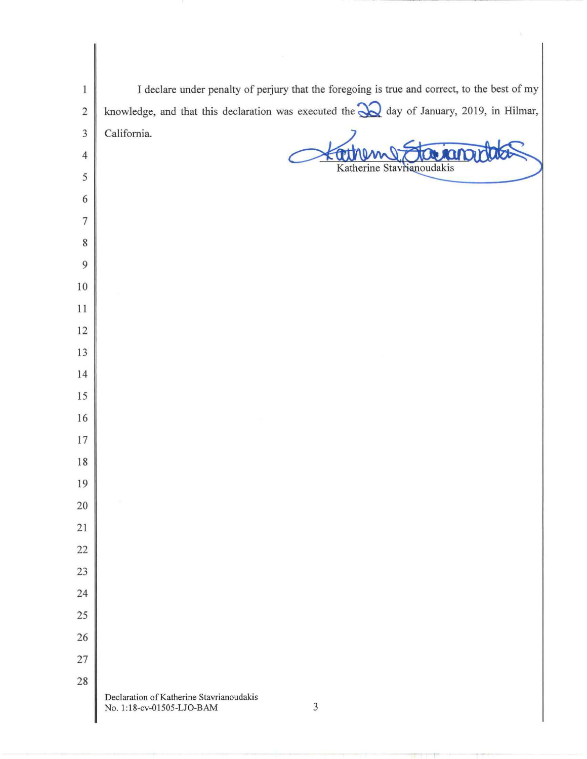I declare under penalty of perjury that the foregoing is true and correct, to the best of my knowledge, and that this declaration was executed the 22 day of January, 2019, in Hilmar, California.

Katherine Stavrianoudakis

Declaration of Katherine Stavrianoudakis
No. 1:18-cv-01505-LJO-BAM